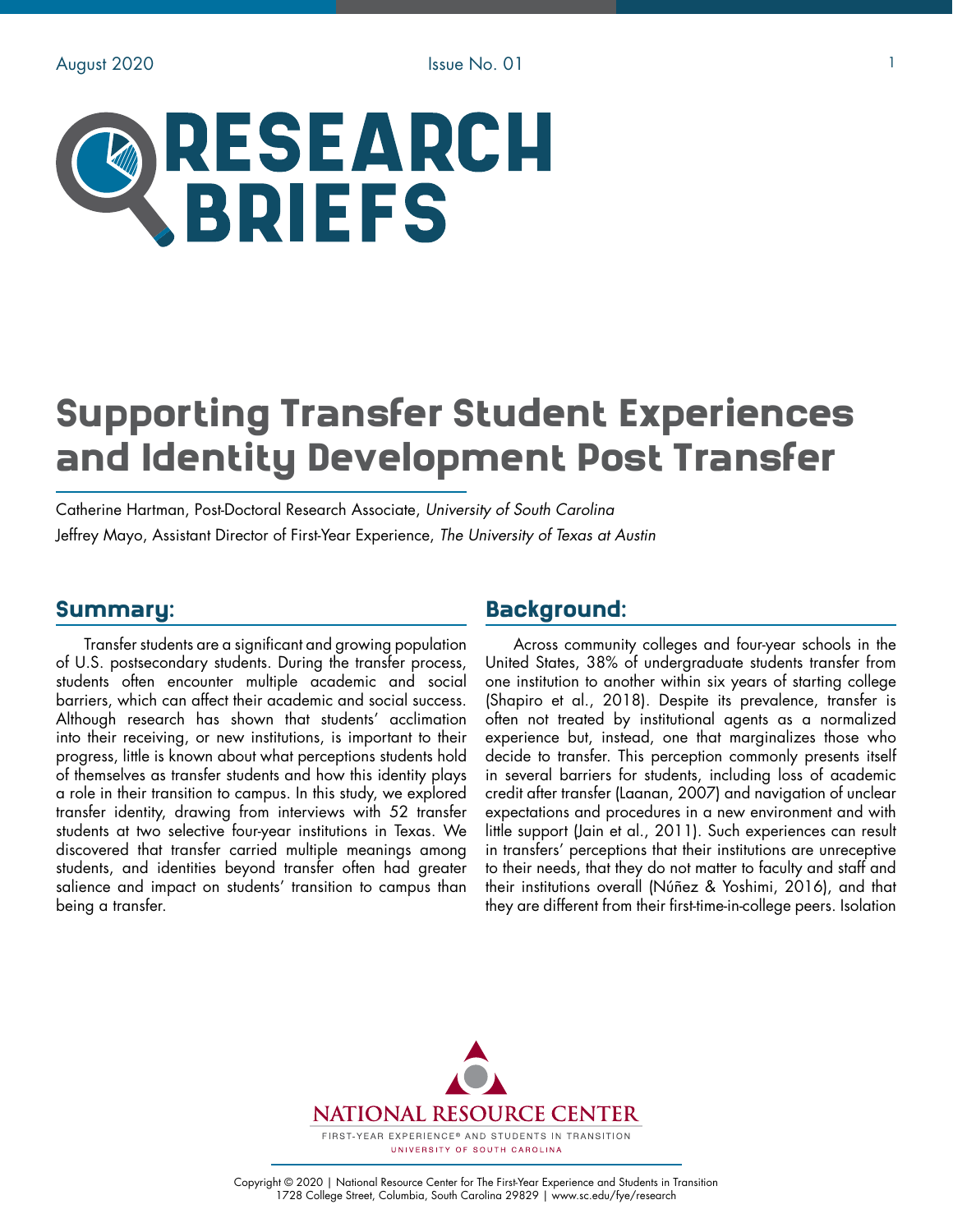# RESEARCH BRIEFS

# Supporting Transfer Student Experiences and Identity Development Post Transfer

Catherine Hartman, Post-Doctoral Research Associate, *University of South Carolina*

Jeffrey Mayo, Assistant Director of First-Year Experience, *The University of Texas at Austin*

## Summary:

Transfer students are a significant and growing population of U.S. postsecondary students. During the transfer process, students often encounter multiple academic and social barriers, which can affect their academic and social success. Although research has shown that students' acclimation into their receiving, or new institutions, is important to their progress, little is known about what perceptions students hold of themselves as transfer students and how this identity plays a role in their transition to campus. In this study, we explored transfer identity, drawing from interviews with 52 transfer students at two selective four-year institutions in Texas. We discovered that transfer carried multiple meanings among students, and identities beyond transfer often had greater salience and impact on students' transition to campus than being a transfer.

## Background:

Across community colleges and four-year schools in the United States, 38% of undergraduate students transfer from one institution to another within six years of starting college (Shapiro et al., 2018). Despite its prevalence, transfer is often not treated by institutional agents as a normalized experience but, instead, one that marginalizes those who decide to transfer. This perception commonly presents itself in several barriers for students, including loss of academic credit after transfer (Laanan, 2007) and navigation of unclear expectations and procedures in a new environment and with little support (Jain et al., 2011). Such experiences can result in transfers' perceptions that their institutions are unreceptive to their needs, that they do not matter to faculty and staff and their institutions overall (Núñez & Yoshimi, 2016), and that they are different from their first-time-in-college peers. Isolation

NATIONAL RESOURCE CENTER

FIRST-YEAR EXPERIENCE® AND STUDENTS IN TRANSITION

UNIVERSITY OF SOUTH CAROLINA

Copyright © 2020 | National Resource Center for The First-Year Experience and Students in Transition
1728 College Street, Columbia, South Carolina 29829 | www.sc.edu/fye/research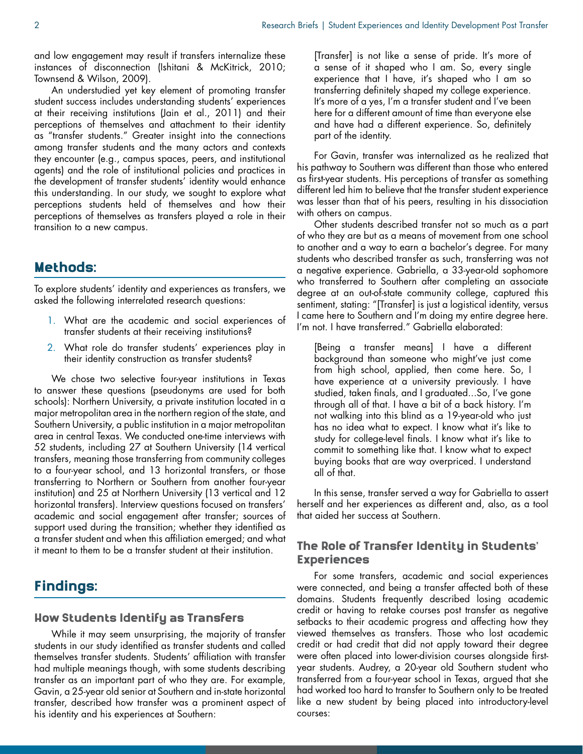and low engagement may result if transfers internalize these instances of disconnection (Ishitani & McKitrick, 2010; Townsend & Wilson, 2009).

An understudied yet key element of promoting transfer student success includes understanding students' experiences at their receiving institutions (Jain et al., 2011) and their perceptions of themselves and attachment to their identity as "transfer students." Greater insight into the connections among transfer students and the many actors and contexts they encounter (e.g., campus spaces, peers, and institutional agents) and the role of institutional policies and practices in the development of transfer students' identity would enhance this understanding. In our study, we sought to explore what perceptions students held of themselves and how their perceptions of themselves as transfers played a role in their transition to a new campus.

## Methods:

To explore students' identity and experiences as transfers, we asked the following interrelated research questions:

1. What are the academic and social experiences of transfer students at their receiving institutions?
2. What role do transfer students' experiences play in their identity construction as transfer students?

We chose two selective four-year institutions in Texas to answer these questions (pseudonyms are used for both schools): Northern University, a private institution located in a major metropolitan area in the northern region of the state, and Southern University, a public institution in a major metropolitan area in central Texas. We conducted one-time interviews with 52 students, including 27 at Southern University (14 vertical transfers, meaning those transferring from community colleges to a four-year school, and 13 horizontal transfers, or those transferring to Northern or Southern from another four-year institution) and 25 at Northern University (13 vertical and 12 horizontal transfers). Interview questions focused on transfers' academic and social engagement after transfer; sources of support used during the transition; whether they identified as a transfer student and when this affiliation emerged; and what it meant to them to be a transfer student at their institution.

## Findings:

### How Students Identify as Transfers

While it may seem unsurprising, the majority of transfer students in our study identified as transfer students and called themselves transfer students. Students' affiliation with transfer had multiple meanings though, with some students describing transfer as an important part of who they are. For example, Gavin, a 25-year old senior at Southern and in-state horizontal transfer, described how transfer was a prominent aspect of his identity and his experiences at Southern:

> [Transfer] is not like a sense of pride. It's more of a sense of it shaped who I am. So, every single experience that I have, it's shaped who I am so transferring definitely shaped my college experience. It's more of a yes, I'm a transfer student and I've been here for a different amount of time than everyone else and have had a different experience. So, definitely part of the identity.

For Gavin, transfer was internalized as he realized that his pathway to Southern was different than those who entered as first-year students. His perceptions of transfer as something different led him to believe that the transfer student experience was lesser than that of his peers, resulting in his dissociation with others on campus.

Other students described transfer not so much as a part of who they are but as a means of movement from one school to another and a way to earn a bachelor's degree. For many students who described transfer as such, transferring was not a negative experience. Gabriella, a 33-year-old sophomore who transferred to Southern after completing an associate degree at an out-of-state community college, captured this sentiment, stating: "[Transfer] is just a logistical identity, versus I came here to Southern and I'm doing my entire degree here. I'm not. I have transferred." Gabriella elaborated:

> [Being a transfer means] I have a different background than someone who might've just come from high school, applied, then come here. So, I have experience at a university previously. I have studied, taken finals, and I graduated…So, I've gone through all of that. I have a bit of a back history. I'm not walking into this blind as a 19-year-old who just has no idea what to expect. I know what it's like to study for college-level finals. I know what it's like to commit to something like that. I know what to expect buying books that are way overpriced. I understand all of that.

In this sense, transfer served a way for Gabriella to assert herself and her experiences as different and, also, as a tool that aided her success at Southern.

### The Role of Transfer Identity in Students' Experiences

For some transfers, academic and social experiences were connected, and being a transfer affected both of these domains. Students frequently described losing academic credit or having to retake courses post transfer as negative setbacks to their academic progress and affecting how they viewed themselves as transfers. Those who lost academic credit or had credit that did not apply toward their degree were often placed into lower-division courses alongside first-year students. Audrey, a 20-year old Southern student who transferred from a four-year school in Texas, argued that she had worked too hard to transfer to Southern only to be treated like a new student by being placed into introductory-level courses: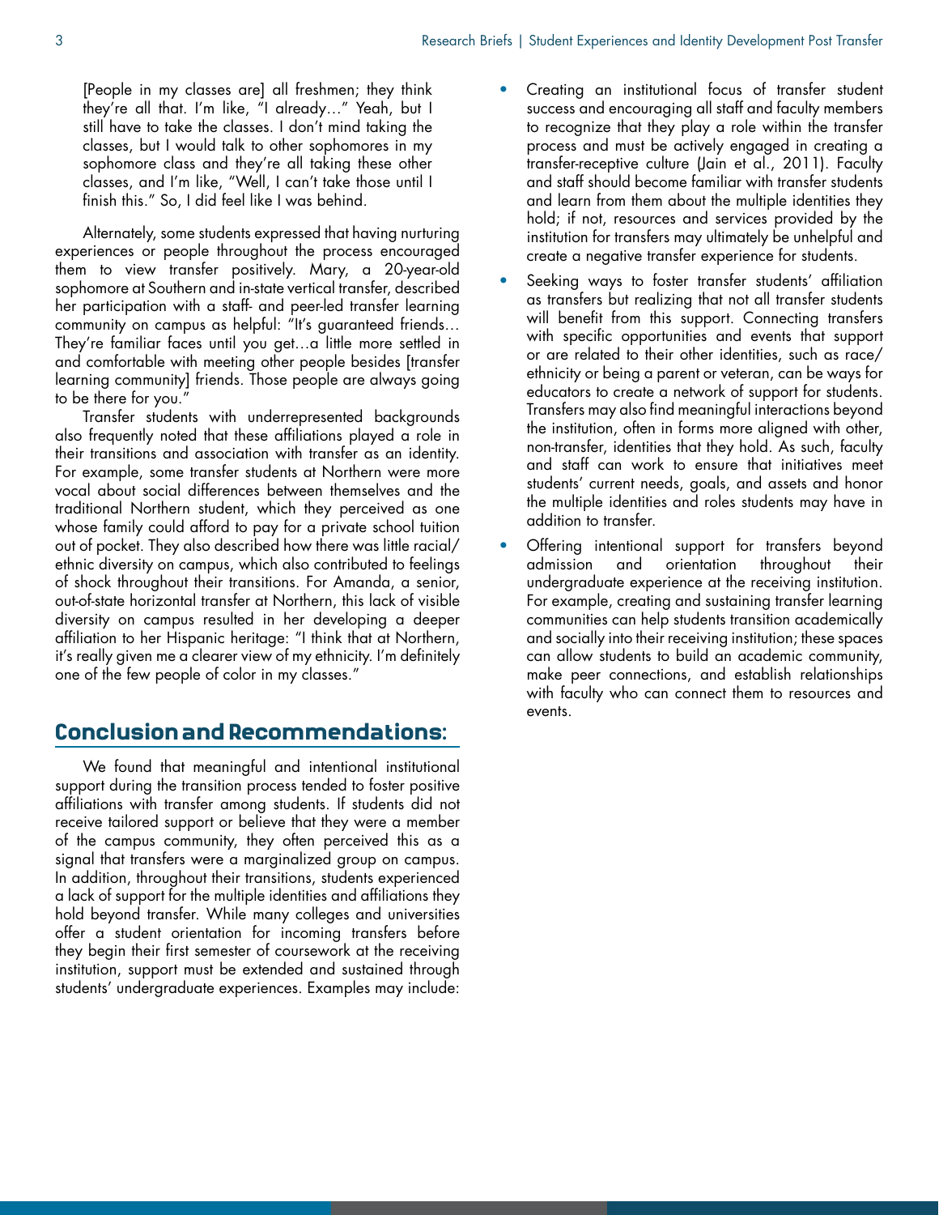> [People in my classes are] all freshmen; they think they're all that. I'm like, "I already…" Yeah, but I still have to take the classes. I don't mind taking the classes, but I would talk to other sophomores in my sophomore class and they're all taking these other classes, and I'm like, "Well, I can't take those until I finish this." So, I did feel like I was behind.

Alternately, some students expressed that having nurturing experiences or people throughout the process encouraged them to view transfer positively. Mary, a 20-year-old sophomore at Southern and in-state vertical transfer, described her participation with a staff- and peer-led transfer learning community on campus as helpful: "It's guaranteed friends… They're familiar faces until you get…a little more settled in and comfortable with meeting other people besides [transfer learning community] friends. Those people are always going to be there for you."

Transfer students with underrepresented backgrounds also frequently noted that these affiliations played a role in their transitions and association with transfer as an identity. For example, some transfer students at Northern were more vocal about social differences between themselves and the traditional Northern student, which they perceived as one whose family could afford to pay for a private school tuition out of pocket. They also described how there was little racial/ethnic diversity on campus, which also contributed to feelings of shock throughout their transitions. For Amanda, a senior, out-of-state horizontal transfer at Northern, this lack of visible diversity on campus resulted in her developing a deeper affiliation to her Hispanic heritage: "I think that at Northern, it's really given me a clearer view of my ethnicity. I'm definitely one of the few people of color in my classes."

## Conclusion and Recommendations:

We found that meaningful and intentional institutional support during the transition process tended to foster positive affiliations with transfer among students. If students did not receive tailored support or believe that they were a member of the campus community, they often perceived this as a signal that transfers were a marginalized group on campus. In addition, throughout their transitions, students experienced a lack of support for the multiple identities and affiliations they hold beyond transfer. While many colleges and universities offer a student orientation for incoming transfers before they begin their first semester of coursework at the receiving institution, support must be extended and sustained through students' undergraduate experiences. Examples may include:

- Creating an institutional focus of transfer student success and encouraging all staff and faculty members to recognize that they play a role within the transfer process and must be actively engaged in creating a transfer-receptive culture (Jain et al., 2011). Faculty and staff should become familiar with transfer students and learn from them about the multiple identities they hold; if not, resources and services provided by the institution for transfers may ultimately be unhelpful and create a negative transfer experience for students.
- Seeking ways to foster transfer students' affiliation as transfers but realizing that not all transfer students will benefit from this support. Connecting transfers with specific opportunities and events that support or are related to their other identities, such as race/ethnicity or being a parent or veteran, can be ways for educators to create a network of support for students. Transfers may also find meaningful interactions beyond the institution, often in forms more aligned with other, non-transfer, identities that they hold. As such, faculty and staff can work to ensure that initiatives meet students' current needs, goals, and assets and honor the multiple identities and roles students may have in addition to transfer.
- Offering intentional support for transfers beyond admission and orientation throughout their undergraduate experience at the receiving institution. For example, creating and sustaining transfer learning communities can help students transition academically and socially into their receiving institution; these spaces can allow students to build an academic community, make peer connections, and establish relationships with faculty who can connect them to resources and events.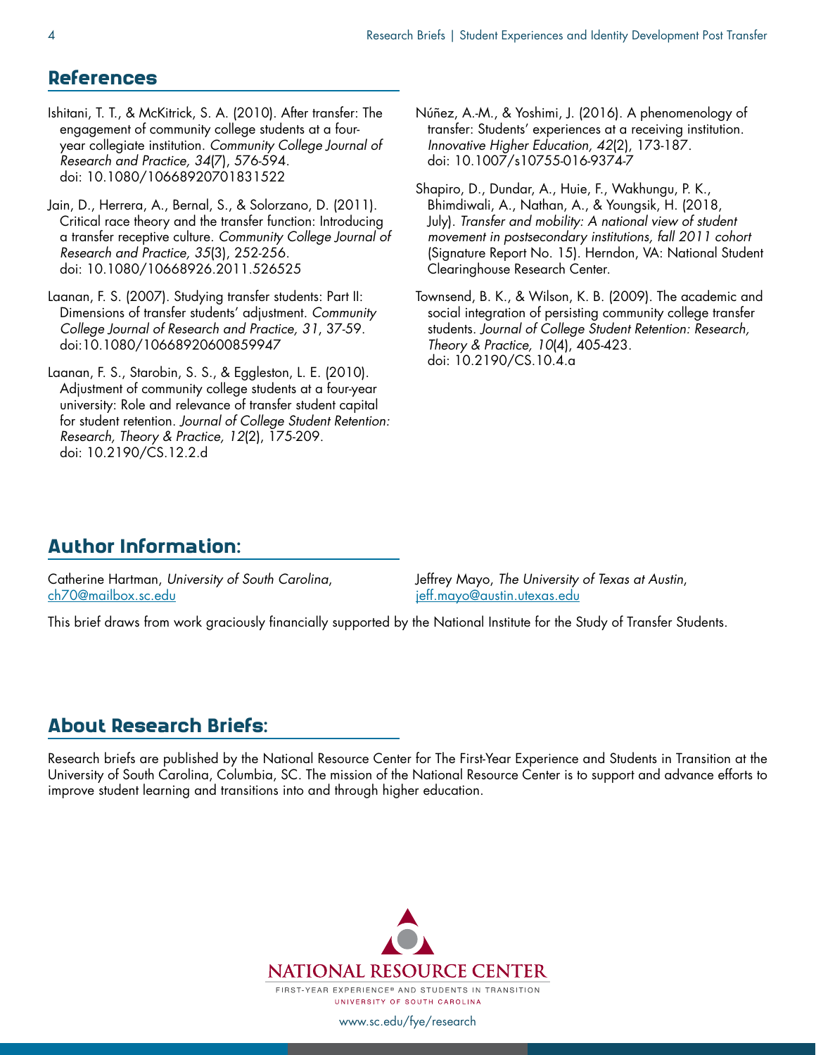## References

Ishitani, T. T., & McKitrick, S. A. (2010). After transfer: The engagement of community college students at a four-year collegiate institution. *Community College Journal of Research and Practice, 34*(7), 576-594. doi: 10.1080/10668920701831522

Jain, D., Herrera, A., Bernal, S., & Solorzano, D. (2011). Critical race theory and the transfer function: Introducing a transfer receptive culture. *Community College Journal of Research and Practice, 35*(3), 252-256. doi: 10.1080/10668926.2011.526525

Laanan, F. S. (2007). Studying transfer students: Part II: Dimensions of transfer students' adjustment. *Community College Journal of Research and Practice, 31*, 37-59. doi:10.1080/10668920600859947

Laanan, F. S., Starobin, S. S., & Eggleston, L. E. (2010). Adjustment of community college students at a four-year university: Role and relevance of transfer student capital for student retention. *Journal of College Student Retention: Research, Theory & Practice, 12*(2), 175-209. doi: 10.2190/CS.12.2.d

Núñez, A.-M., & Yoshimi, J. (2016). A phenomenology of transfer: Students' experiences at a receiving institution. *Innovative Higher Education, 42*(2), 173-187. doi: 10.1007/s10755-016-9374-7

Shapiro, D., Dundar, A., Huie, F., Wakhungu, P. K., Bhimdiwali, A., Nathan, A., & Youngsik, H. (2018, July). *Transfer and mobility: A national view of student movement in postsecondary institutions, fall 2011 cohort* (Signature Report No. 15). Herndon, VA: National Student Clearinghouse Research Center.

Townsend, B. K., & Wilson, K. B. (2009). The academic and social integration of persisting community college transfer students. *Journal of College Student Retention: Research, Theory & Practice, 10*(4), 405-423. doi: 10.2190/CS.10.4.a

## Author Information:

Catherine Hartman, *University of South Carolina*, ch70@mailbox.sc.edu

Jeffrey Mayo, *The University of Texas at Austin*, jeff.mayo@austin.utexas.edu

This brief draws from work graciously financially supported by the National Institute for the Study of Transfer Students.

## About Research Briefs:

Research briefs are published by the National Resource Center for The First-Year Experience and Students in Transition at the University of South Carolina, Columbia, SC. The mission of the National Resource Center is to support and advance efforts to improve student learning and transitions into and through higher education.

NATIONAL RESOURCE CENTER

FIRST-YEAR EXPERIENCE® AND STUDENTS IN TRANSITION

UNIVERSITY OF SOUTH CAROLINA

www.sc.edu/fye/research